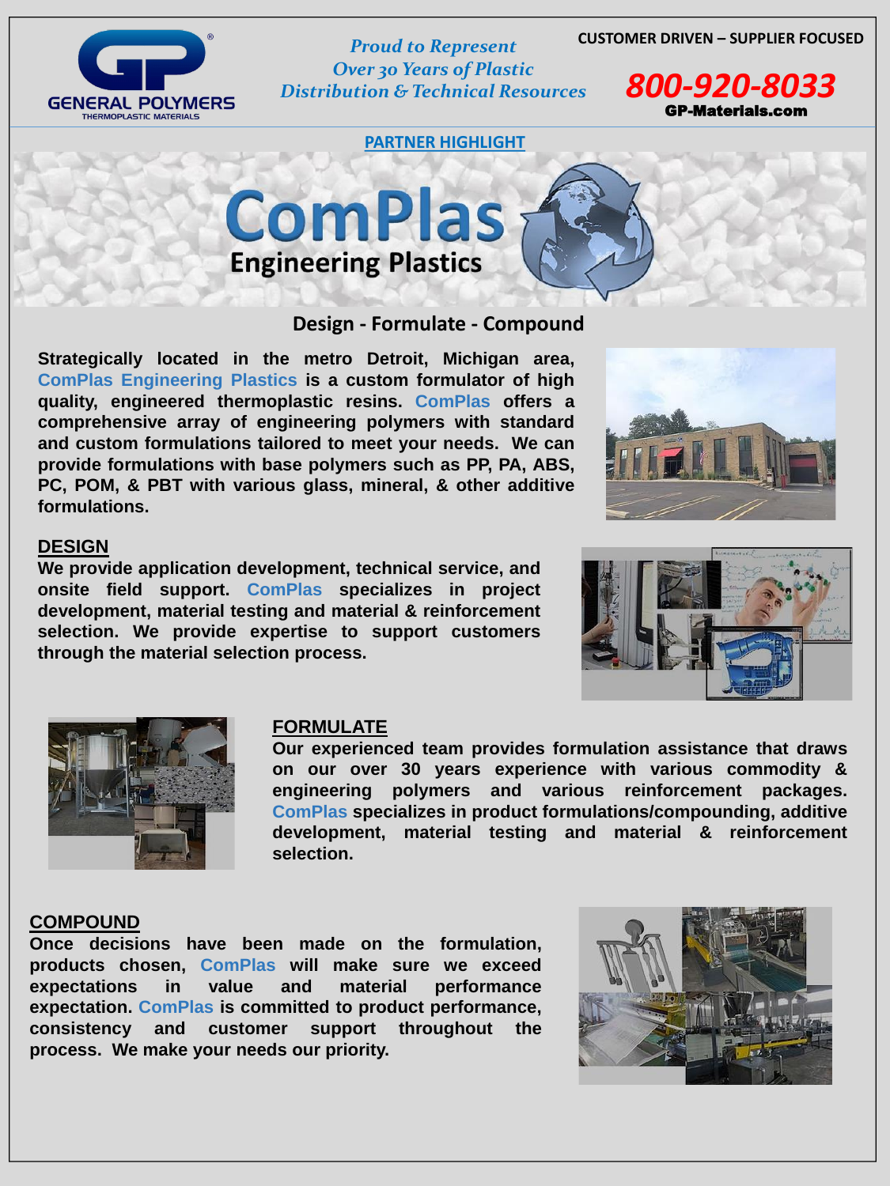**GENERAL POLYMERS**
THERMOPLASTIC MATERIALS

*Proud to Represent Over 30 Years of Plastic Distribution & Technical Resources*

**CUSTOMER DRIVEN – SUPPLIER FOCUSED**

**800-920-8033**
**GP-Materials.com**

**PARTNER HIGHLIGHT**

# ComPlas Engineering Plastics

## Design - Formulate - Compound

**Strategically located in the metro Detroit, Michigan area, ComPlas Engineering Plastics is a custom formulator of high quality, engineered thermoplastic resins. ComPlas offers a comprehensive array of engineering polymers with standard and custom formulations tailored to meet your needs. We can provide formulations with base polymers such as PP, PA, ABS, PC, POM, & PBT with various glass, mineral, & other additive formulations.**

### DESIGN

**We provide application development, technical service, and onsite field support. ComPlas specializes in project development, material testing and material & reinforcement selection. We provide expertise to support customers through the material selection process.**

### FORMULATE

**Our experienced team provides formulation assistance that draws on our over 30 years experience with various commodity & engineering polymers and various reinforcement packages. ComPlas specializes in product formulations/compounding, additive development, material testing and material & reinforcement selection.**

### COMPOUND

**Once decisions have been made on the formulation, products chosen, ComPlas will make sure we exceed expectations in value and material performance expectation. ComPlas is committed to product performance, consistency and customer support throughout the process. We make your needs our priority.**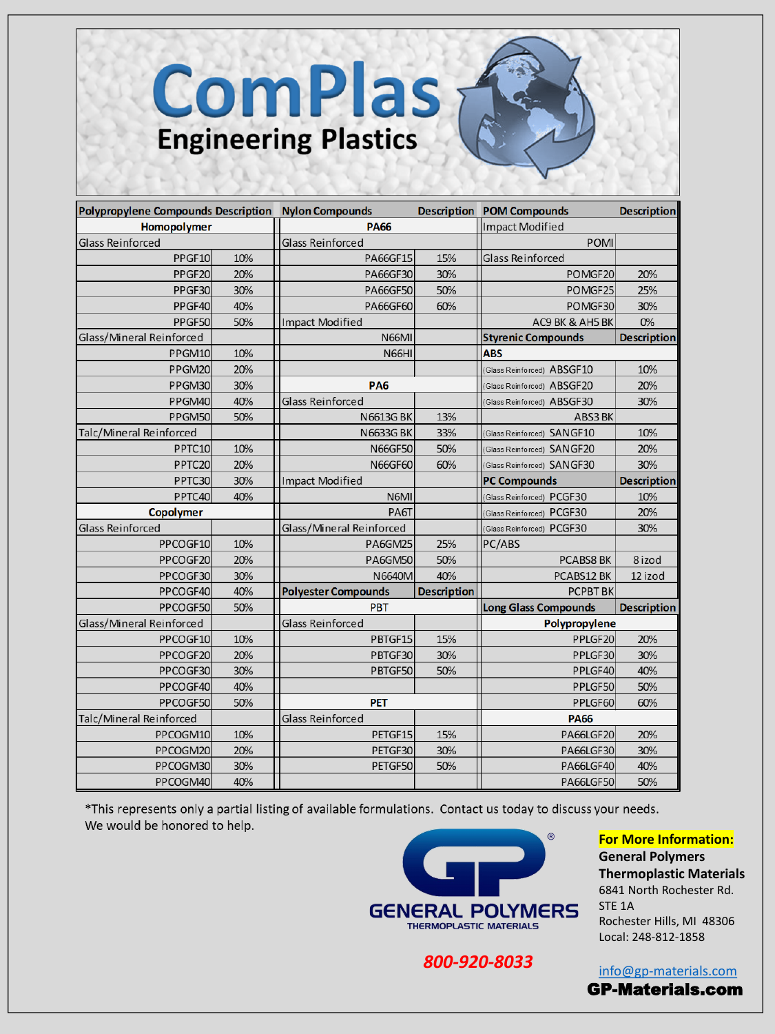# ComPlas

## Engineering Plastics

| Polypropylene Compounds | Description | Nylon Compounds | Description | POM Compounds | Description |
|---|---|---|---|---|---|
| **Homopolymer** | | **PA66** | | Impact Modified | |
| Glass Reinforced | | Glass Reinforced | | POMI | |
| PPGF10 | 10% | PA66GF15 | 15% | Glass Reinforced | |
| PPGF20 | 20% | PA66GF30 | 30% | POMGF20 | 20% |
| PPGF30 | 30% | PA66GF50 | 50% | POMGF25 | 25% |
| PPGF40 | 40% | PA66GF60 | 60% | POMGF30 | 30% |
| PPGF50 | 50% | Impact Modified | | AC9 BK & AH5 BK | 0% |
| Glass/Mineral Reinforced | | N66MI | | **Styrenic Compounds** | **Description** |
| PPGM10 | 10% | N66HI | | **ABS** | |
| PPGM20 | 20% | | | (Glass Reinforced) ABSGF10 | 10% |
| PPGM30 | 30% | **PA6** | | (Glass Reinforced) ABSGF20 | 20% |
| PPGM40 | 40% | Glass Reinforced | | (Glass Reinforced) ABSGF30 | 30% |
| PPGM50 | 50% | N6613G BK | 13% | ABS3 BK | |
| Talc/Mineral Reinforced | | N6633G BK | 33% | (Glass Reinforced) SANGF10 | 10% |
| PPTC10 | 10% | N66GF50 | 50% | (Glass Reinforced) SANGF20 | 20% |
| PPTC20 | 20% | N66GF60 | 60% | (Glass Reinforced) SANGF30 | 30% |
| PPTC30 | 30% | Impact Modified | | **PC Compounds** | **Description** |
| PPTC40 | 40% | N6MI | | (Glass Reinforced) PCGF30 | 10% |
| **Copolymer** | | PA6T | | (Glass Reinforced) PCGF30 | 20% |
| Glass Reinforced | | Glass/Mineral Reinforced | | (Glass Reinforced) PCGF30 | 30% |
| PPCOGF10 | 10% | PA6GM25 | 25% | PC/ABS | |
| PPCOGF20 | 20% | PA6GM50 | 50% | PCABS8 BK | 8 izod |
| PPCOGF30 | 30% | N6640M | 40% | PCABS12 BK | 12 izod |
| PPCOGF40 | 40% | **Polyester Compounds** | **Description** | PCPBT BK | |
| PPCOGF50 | 50% | PBT | | **Long Glass Compounds** | **Description** |
| Glass/Mineral Reinforced | | Glass Reinforced | | **Polypropylene** | |
| PPCOGF10 | 10% | PBTGF15 | 15% | PPLGF20 | 20% |
| PPCOGF20 | 20% | PBTGF30 | 30% | PPLGF30 | 30% |
| PPCOGF30 | 30% | PBTGF50 | 50% | PPLGF40 | 40% |
| PPCOGF40 | 40% | | | PPLGF50 | 50% |
| PPCOGF50 | 50% | **PET** | | PPLGF60 | 60% |
| Talc/Mineral Reinforced | | Glass Reinforced | | **PA66** | |
| PPCOGM10 | 10% | PETGF15 | 15% | PA66LGF20 | 20% |
| PPCOGM20 | 20% | PETGF30 | 30% | PA66LGF30 | 30% |
| PPCOGM30 | 30% | PETGF50 | 50% | PA66LGF40 | 40% |
| PPCOGM40 | 40% | | | PA66LGF50 | 50% |

*This represents only a partial listing of available formulations. Contact us today to discuss your needs. We would be honored to help.

GENERAL POLYMERS®
THERMOPLASTIC MATERIALS

**800-920-8033**

**For More Information:**
**General Polymers**
**Thermoplastic Materials**
6841 North Rochester Rd.
STE 1A
Rochester Hills, MI 48306
Local: 248-812-1858

info@gp-materials.com
**GP-Materials.com**